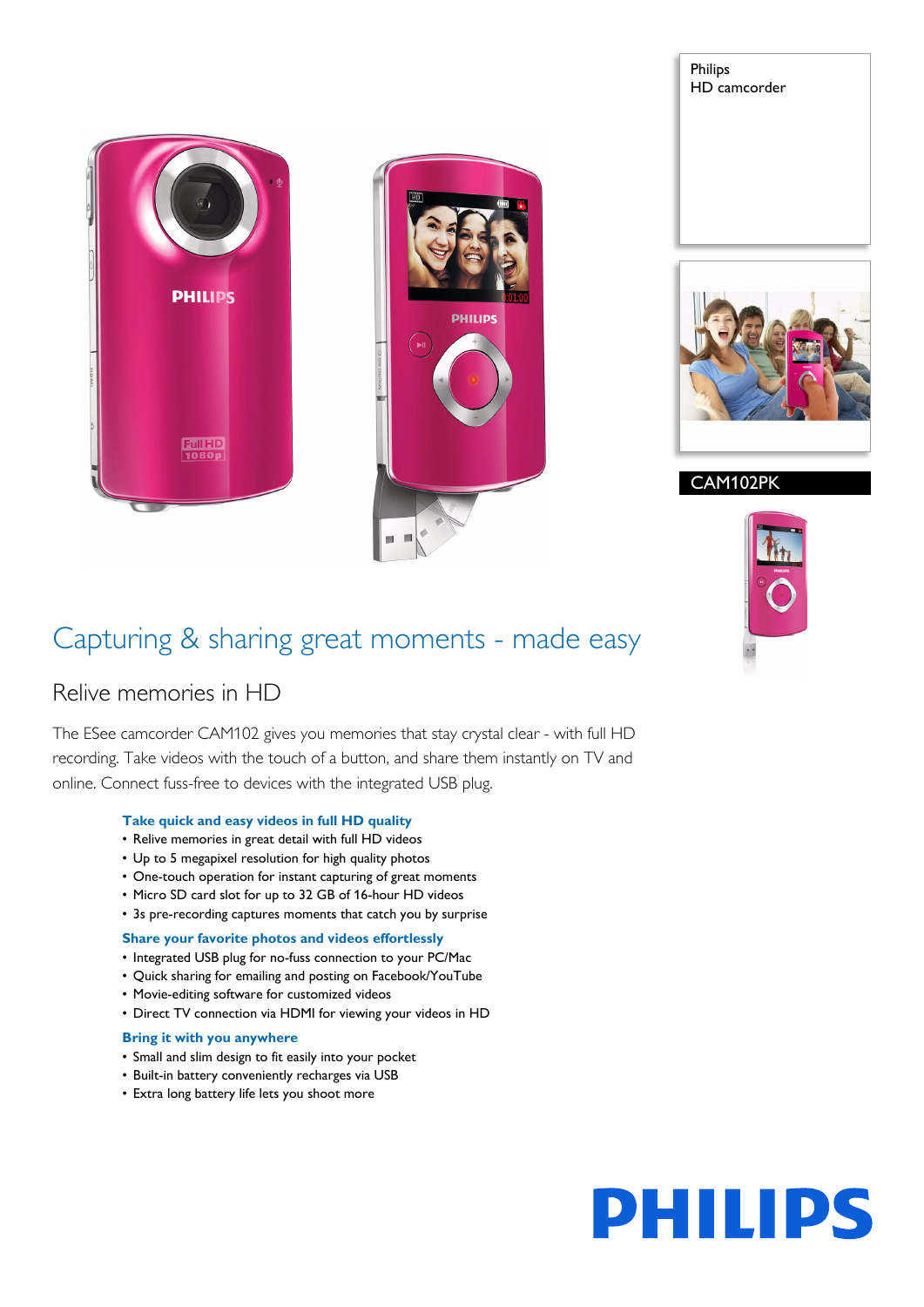Philips
HD camcorder

CAM102PK

# Capturing & sharing great moments - made easy

## Relive memories in HD

The ESee camcorder CAM102 gives you memories that stay crystal clear - with full HD recording. Take videos with the touch of a button, and share them instantly on TV and online. Connect fuss-free to devices with the integrated USB plug.

**Take quick and easy videos in full HD quality**
- Relive memories in great detail with full HD videos
- Up to 5 megapixel resolution for high quality photos
- One-touch operation for instant capturing of great moments
- Micro SD card slot for up to 32 GB of 16-hour HD videos
- 3s pre-recording captures moments that catch you by surprise

**Share your favorite photos and videos effortlessly**
- Integrated USB plug for no-fuss connection to your PC/Mac
- Quick sharing for emailing and posting on Facebook/YouTube
- Movie-editing software for customized videos
- Direct TV connection via HDMI for viewing your videos in HD

**Bring it with you anywhere**
- Small and slim design to fit easily into your pocket
- Built-in battery conveniently recharges via USB
- Extra long battery life lets you shoot more

PHILIPS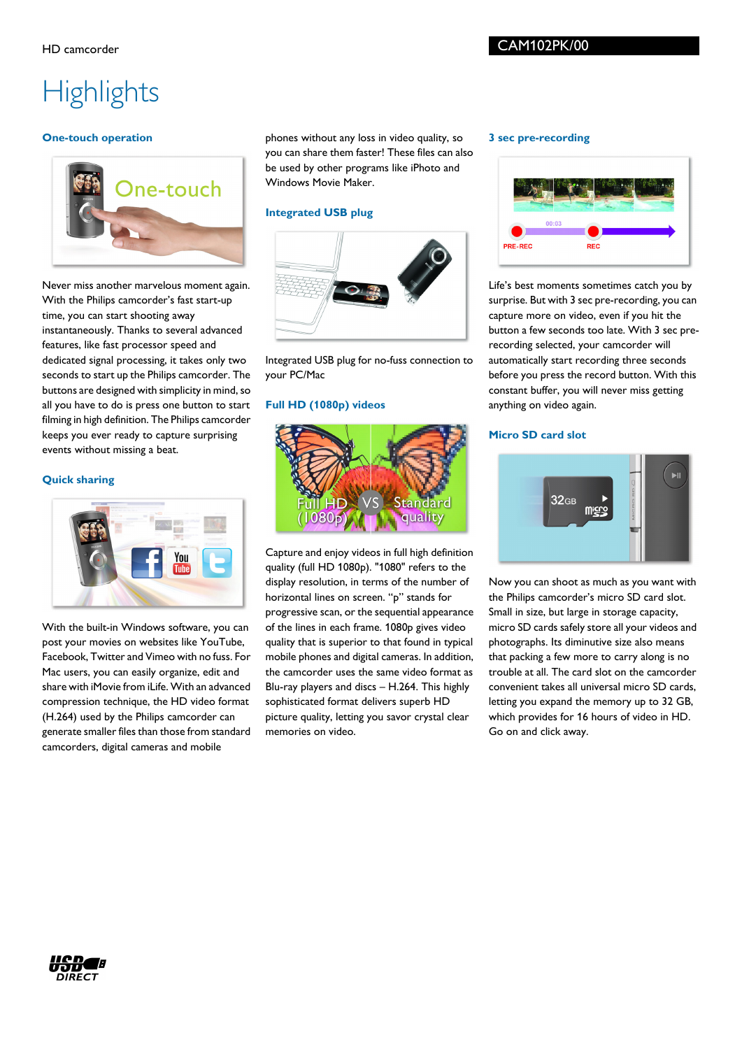# Highlights

### One-touch operation

Never miss another marvelous moment again. With the Philips camcorder's fast start-up time, you can start shooting away instantaneously. Thanks to several advanced features, like fast processor speed and dedicated signal processing, it takes only two seconds to start up the Philips camcorder. The buttons are designed with simplicity in mind, so all you have to do is press one button to start filming in high definition. The Philips camcorder keeps you ever ready to capture surprising events without missing a beat.

### Quick sharing

With the built-in Windows software, you can post your movies on websites like YouTube, Facebook, Twitter and Vimeo with no fuss. For Mac users, you can easily organize, edit and share with iMovie from iLife. With an advanced compression technique, the HD video format (H.264) used by the Philips camcorder can generate smaller files than those from standard camcorders, digital cameras and mobile phones without any loss in video quality, so you can share them faster! These files can also be used by other programs like iPhoto and Windows Movie Maker.

### Integrated USB plug

Integrated USB plug for no-fuss connection to your PC/Mac

### Full HD (1080p) videos

Capture and enjoy videos in full high definition quality (full HD 1080p). "1080" refers to the display resolution, in terms of the number of horizontal lines on screen. "p" stands for progressive scan, or the sequential appearance of the lines in each frame. 1080p gives video quality that is superior to that found in typical mobile phones and digital cameras. In addition, the camcorder uses the same video format as Blu-ray players and discs – H.264. This highly sophisticated format delivers superb HD picture quality, letting you savor crystal clear memories on video.

### 3 sec pre-recording

Life's best moments sometimes catch you by surprise. But with 3 sec pre-recording, you can capture more on video, even if you hit the button a few seconds too late. With 3 sec pre-recording selected, your camcorder will automatically start recording three seconds before you press the record button. With this constant buffer, you will never miss getting anything on video again.

### Micro SD card slot

Now you can shoot as much as you want with the Philips camcorder's micro SD card slot. Small in size, but large in storage capacity, micro SD cards safely store all your videos and photographs. Its diminutive size also means that packing a few more to carry along is no trouble at all. The card slot on the camcorder convenient takes all universal micro SD cards, letting you expand the memory up to 32 GB, which provides for 16 hours of video in HD. Go on and click away.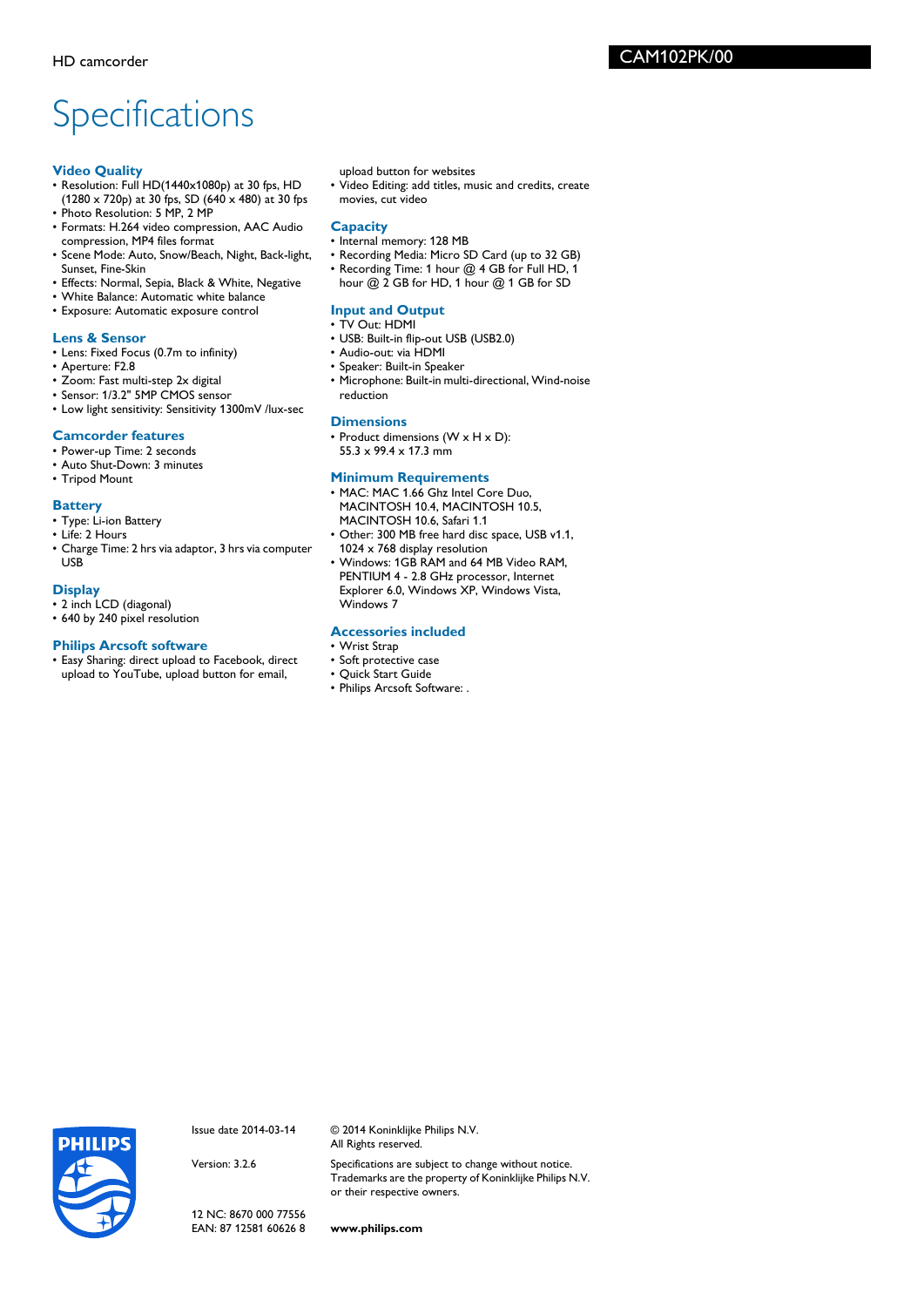HD camcorder

CAM102PK/00

# Specifications

### Video Quality
- Resolution: Full HD(1440x1080p) at 30 fps, HD (1280 x 720p) at 30 fps, SD (640 x 480) at 30 fps
- Photo Resolution: 5 MP, 2 MP
- Formats: H.264 video compression, AAC Audio compression, MP4 files format
- Scene Mode: Auto, Snow/Beach, Night, Back-light, Sunset, Fine-Skin
- Effects: Normal, Sepia, Black & White, Negative
- White Balance: Automatic white balance
- Exposure: Automatic exposure control

### Lens & Sensor
- Lens: Fixed Focus (0.7m to infinity)
- Aperture: F2.8
- Zoom: Fast multi-step 2x digital
- Sensor: 1/3.2" 5MP CMOS sensor
- Low light sensitivity: Sensitivity 1300mV /lux-sec

### Camcorder features
- Power-up Time: 2 seconds
- Auto Shut-Down: 3 minutes
- Tripod Mount

### Battery
- Type: Li-ion Battery
- Life: 2 Hours
- Charge Time: 2 hrs via adaptor, 3 hrs via computer USB

### Display
- 2 inch LCD (diagonal)
- 640 by 240 pixel resolution

### Philips Arcsoft software
- Easy Sharing: direct upload to Facebook, direct upload to YouTube, upload button for email, upload button for websites
- Video Editing: add titles, music and credits, create movies, cut video

### Capacity
- Internal memory: 128 MB
- Recording Media: Micro SD Card (up to 32 GB)
- Recording Time: 1 hour @ 4 GB for Full HD, 1 hour @ 2 GB for HD, 1 hour @ 1 GB for SD

### Input and Output
- TV Out: HDMI
- USB: Built-in flip-out USB (USB2.0)
- Audio-out: via HDMI
- Speaker: Built-in Speaker
- Microphone: Built-in multi-directional, Wind-noise reduction

### Dimensions
- Product dimensions (W x H x D): 55.3 x 99.4 x 17.3 mm

### Minimum Requirements
- MAC: MAC 1.66 Ghz Intel Core Duo, MACINTOSH 10.4, MACINTOSH 10.5, MACINTOSH 10.6, Safari 1.1
- Other: 300 MB free hard disc space, USB v1.1, 1024 x 768 display resolution
- Windows: 1GB RAM and 64 MB Video RAM, PENTIUM 4 - 2.8 GHz processor, Internet Explorer 6.0, Windows XP, Windows Vista, Windows 7

### Accessories included
- Wrist Strap
- Soft protective case
- Quick Start Guide
- Philips Arcsoft Software: .

Issue date 2014-03-14

Version: 3.2.6

12 NC: 8670 000 77556
EAN: 87 12581 60626 8

© 2014 Koninklijke Philips N.V.
All Rights reserved.

Specifications are subject to change without notice. Trademarks are the property of Koninklijke Philips N.V. or their respective owners.

**www.philips.com**